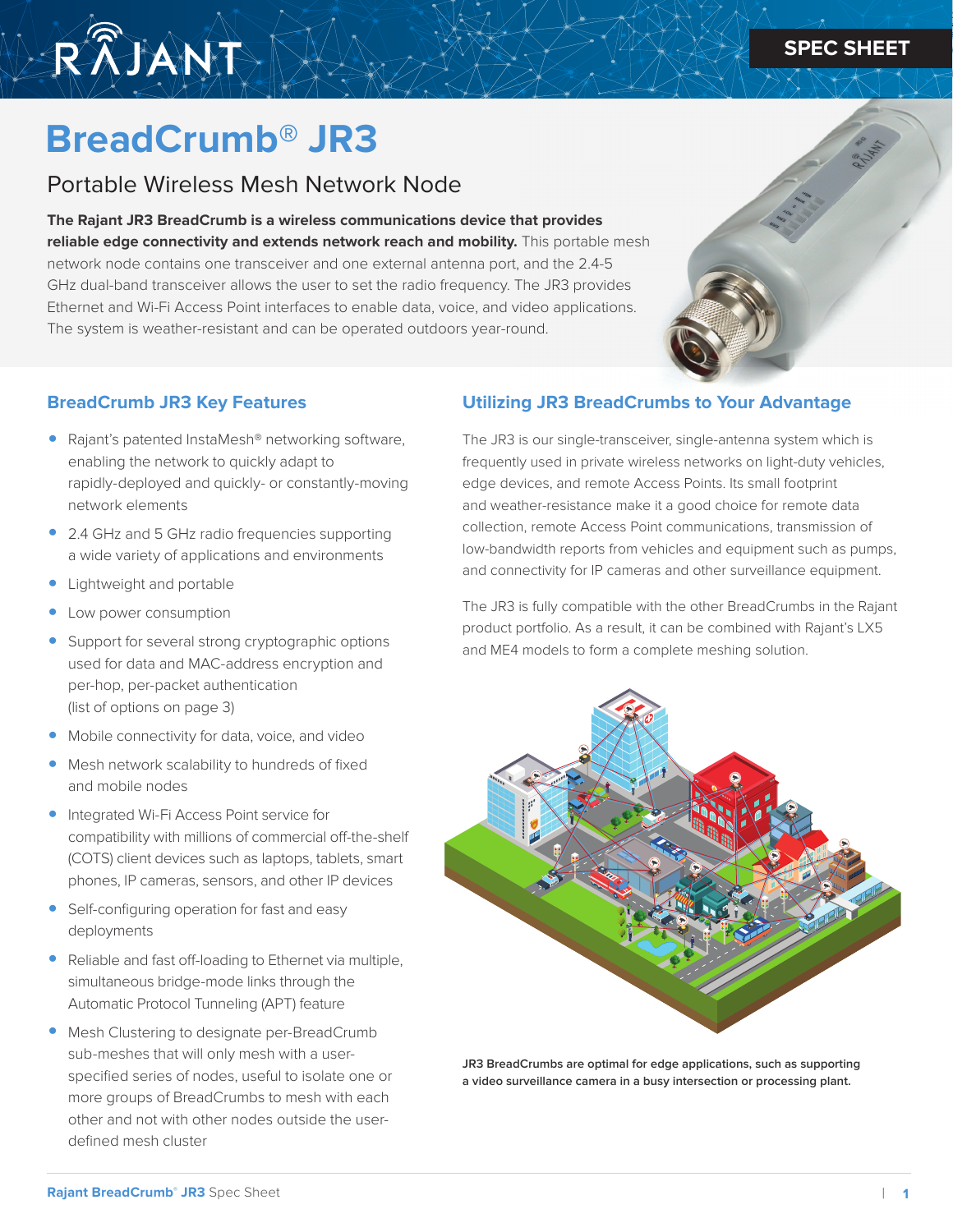SPEC SHEET

# BreadCrumb® JR3

## Portable Wireless Mesh Network Node

**The Rajant JR3 BreadCrumb is a wireless communications device that provides reliable edge connectivity and extends network reach and mobility.** This portable mesh network node contains one transceiver and one external antenna port, and the 2.4-5 GHz dual-band transceiver allows the user to set the radio frequency. The JR3 provides Ethernet and Wi-Fi Access Point interfaces to enable data, voice, and video applications. The system is weather-resistant and can be operated outdoors year-round.

### BreadCrumb JR3 Key Features

- Rajant's patented InstaMesh® networking software, enabling the network to quickly adapt to rapidly-deployed and quickly- or constantly-moving network elements
- 2.4 GHz and 5 GHz radio frequencies supporting a wide variety of applications and environments
- Lightweight and portable
- Low power consumption
- Support for several strong cryptographic options used for data and MAC-address encryption and per-hop, per-packet authentication (list of options on page 3)
- Mobile connectivity for data, voice, and video
- Mesh network scalability to hundreds of fixed and mobile nodes
- Integrated Wi-Fi Access Point service for compatibility with millions of commercial off-the-shelf (COTS) client devices such as laptops, tablets, smart phones, IP cameras, sensors, and other IP devices
- Self-configuring operation for fast and easy deployments
- Reliable and fast off-loading to Ethernet via multiple, simultaneous bridge-mode links through the Automatic Protocol Tunneling (APT) feature
- Mesh Clustering to designate per-BreadCrumb sub-meshes that will only mesh with a user-specified series of nodes, useful to isolate one or more groups of BreadCrumbs to mesh with each other and not with other nodes outside the user-defined mesh cluster

### Utilizing JR3 BreadCrumbs to Your Advantage

The JR3 is our single-transceiver, single-antenna system which is frequently used in private wireless networks on light-duty vehicles, edge devices, and remote Access Points. Its small footprint and weather-resistance make it a good choice for remote data collection, remote Access Point communications, transmission of low-bandwidth reports from vehicles and equipment such as pumps, and connectivity for IP cameras and other surveillance equipment.

The JR3 is fully compatible with the other BreadCrumbs in the Rajant product portfolio. As a result, it can be combined with Rajant's LX5 and ME4 models to form a complete meshing solution.

**JR3 BreadCrumbs are optimal for edge applications, such as supporting a video surveillance camera in a busy intersection or processing plant.**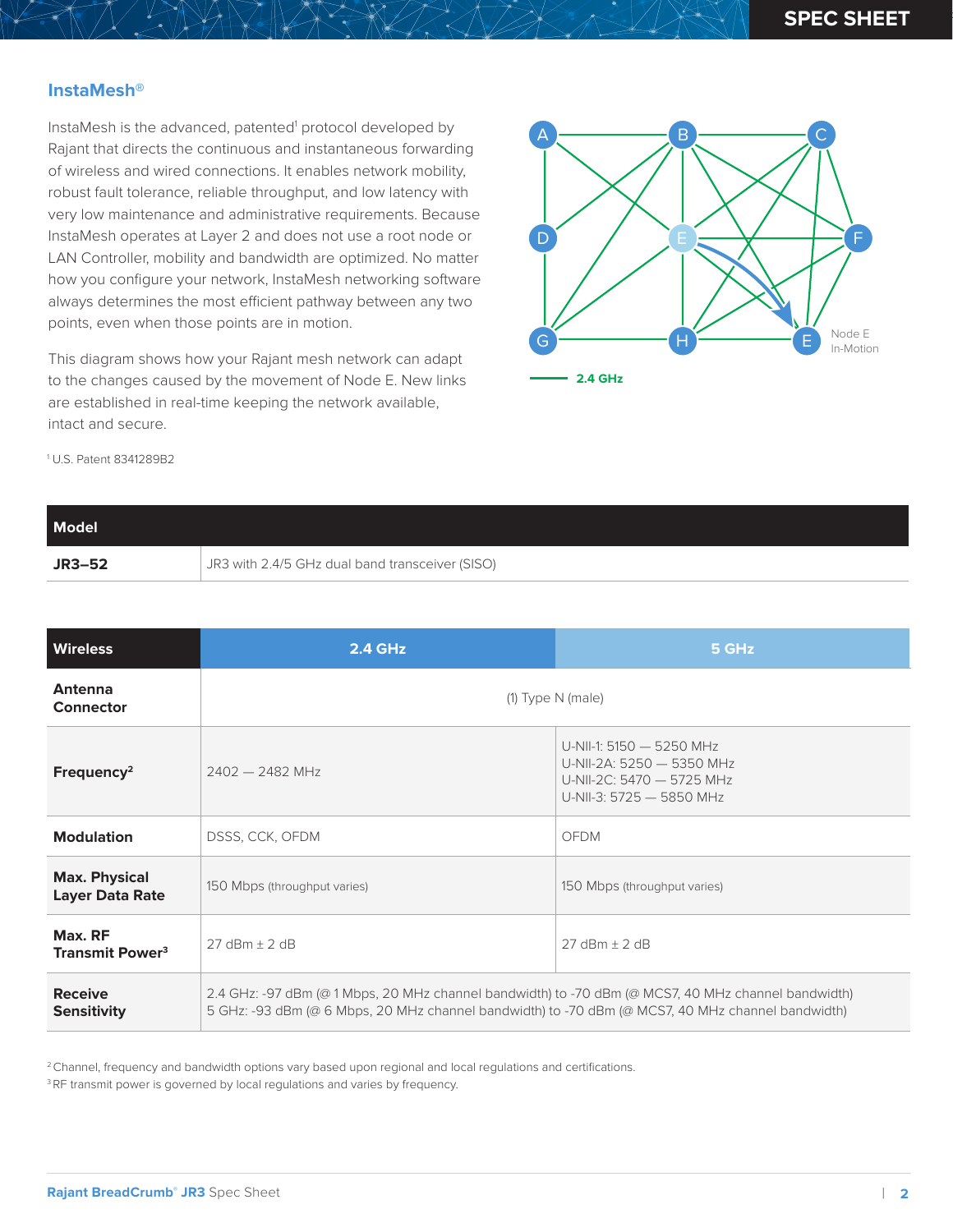## InstaMesh®

InstaMesh is the advanced, patented[1] protocol developed by Rajant that directs the continuous and instantaneous forwarding of wireless and wired connections. It enables network mobility, robust fault tolerance, reliable throughput, and low latency with very low maintenance and administrative requirements. Because InstaMesh operates at Layer 2 and does not use a root node or LAN Controller, mobility and bandwidth are optimized. No matter how you configure your network, InstaMesh networking software always determines the most efficient pathway between any two points, even when those points are in motion.

This diagram shows how your Rajant mesh network can adapt to the changes caused by the movement of Node E. New links are established in real-time keeping the network available, intact and secure.

[1] U.S. Patent 8341289B2

| Model | |
|---|---|
| **JR3–52** | JR3 with 2.4/5 GHz dual band transceiver (SISO) |

| Wireless | 2.4 GHz | 5 GHz |
|---|---|---|
| **Antenna Connector** | (1) Type N (male) | |
| **Frequency[2]** | 2402 — 2482 MHz | U-NII-1: 5150 — 5250 MHz<br>U-NII-2A: 5250 — 5350 MHz<br>U-NII-2C: 5470 — 5725 MHz<br>U-NII-3: 5725 — 5850 MHz |
| **Modulation** | DSSS, CCK, OFDM | OFDM |
| **Max. Physical Layer Data Rate** | 150 Mbps (throughput varies) | 150 Mbps (throughput varies) |
| **Max. RF Transmit Power[3]** | 27 dBm ± 2 dB | 27 dBm ± 2 dB |
| **Receive Sensitivity** | 2.4 GHz: -97 dBm (@ 1 Mbps, 20 MHz channel bandwidth) to -70 dBm (@ MCS7, 40 MHz channel bandwidth)<br>5 GHz: -93 dBm (@ 6 Mbps, 20 MHz channel bandwidth) to -70 dBm (@ MCS7, 40 MHz channel bandwidth) | |

[2] Channel, frequency and bandwidth options vary based upon regional and local regulations and certifications.
[3] RF transmit power is governed by local regulations and varies by frequency.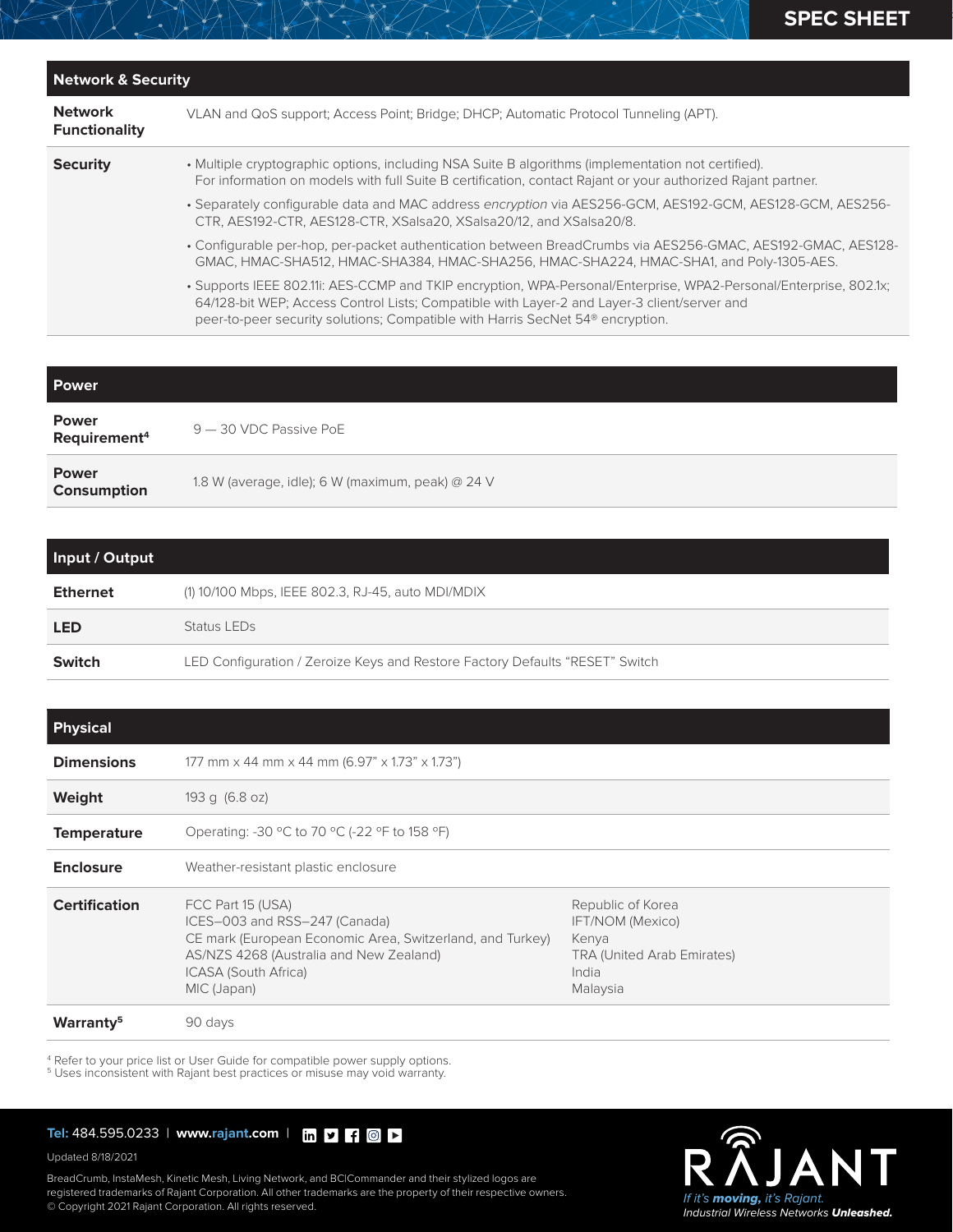| Network & Security | |
|---|---|
| **Network Functionality** | VLAN and QoS support; Access Point; Bridge; DHCP; Automatic Protocol Tunneling (APT). |
| **Security** | • Multiple cryptographic options, including NSA Suite B algorithms (implementation not certified). For information on models with full Suite B certification, contact Rajant or your authorized Rajant partner.<br>• Separately configurable data and MAC address *encryption* via AES256-GCM, AES192-GCM, AES128-GCM, AES256-CTR, AES192-CTR, AES128-CTR, XSalsa20, XSalsa20/12, and XSalsa20/8.<br>• Configurable per-hop, per-packet authentication between BreadCrumbs via AES256-GMAC, AES192-GMAC, AES128-GMAC, HMAC-SHA512, HMAC-SHA384, HMAC-SHA256, HMAC-SHA224, HMAC-SHA1, and Poly-1305-AES.<br>• Supports IEEE 802.11i: AES-CCMP and TKIP encryption, WPA-Personal/Enterprise, WPA2-Personal/Enterprise, 802.1x; 64/128-bit WEP; Access Control Lists; Compatible with Layer-2 and Layer-3 client/server and peer-to-peer security solutions; Compatible with Harris SecNet 54® encryption. |

| Power | |
|---|---|
| **Power Requirement**[4] | 9 — 30 VDC Passive PoE |
| **Power Consumption** | 1.8 W (average, idle); 6 W (maximum, peak) @ 24 V |

| Input / Output | |
|---|---|
| **Ethernet** | (1) 10/100 Mbps, IEEE 802.3, RJ-45, auto MDI/MDIX |
| **LED** | Status LEDs |
| **Switch** | LED Configuration / Zeroize Keys and Restore Factory Defaults "RESET" Switch |

| Physical | | |
|---|---|---|
| **Dimensions** | 177 mm x 44 mm x 44 mm (6.97" x 1.73" x 1.73") | |
| **Weight** | 193 g (6.8 oz) | |
| **Temperature** | Operating: -30 °C to 70 °C (-22 °F to 158 °F) | |
| **Enclosure** | Weather-resistant plastic enclosure | |
| **Certification** | FCC Part 15 (USA)<br>ICES–003 and RSS–247 (Canada)<br>CE mark (European Economic Area, Switzerland, and Turkey)<br>AS/NZS 4268 (Australia and New Zealand)<br>ICASA (South Africa)<br>MIC (Japan) | Republic of Korea<br>IFT/NOM (Mexico)<br>Kenya<br>TRA (United Arab Emirates)<br>India<br>Malaysia |
| **Warranty**[5] | 90 days | |

[4] Refer to your price list or User Guide for compatible power supply options.
[5] Uses inconsistent with Rajant best practices or misuse may void warranty.

**Tel:** 484.595.0233 | **www.rajant.com** |

Updated 8/18/2021

BreadCrumb, InstaMesh, Kinetic Mesh, Living Network, and BCICommander and their stylized logos are registered trademarks of Rajant Corporation. All other trademarks are the property of their respective owners. © Copyright 2021 Rajant Corporation. All rights reserved.

RAJANT

*If it's **moving**, it's Rajant.*
*Industrial Wireless Networks **Unleashed.***